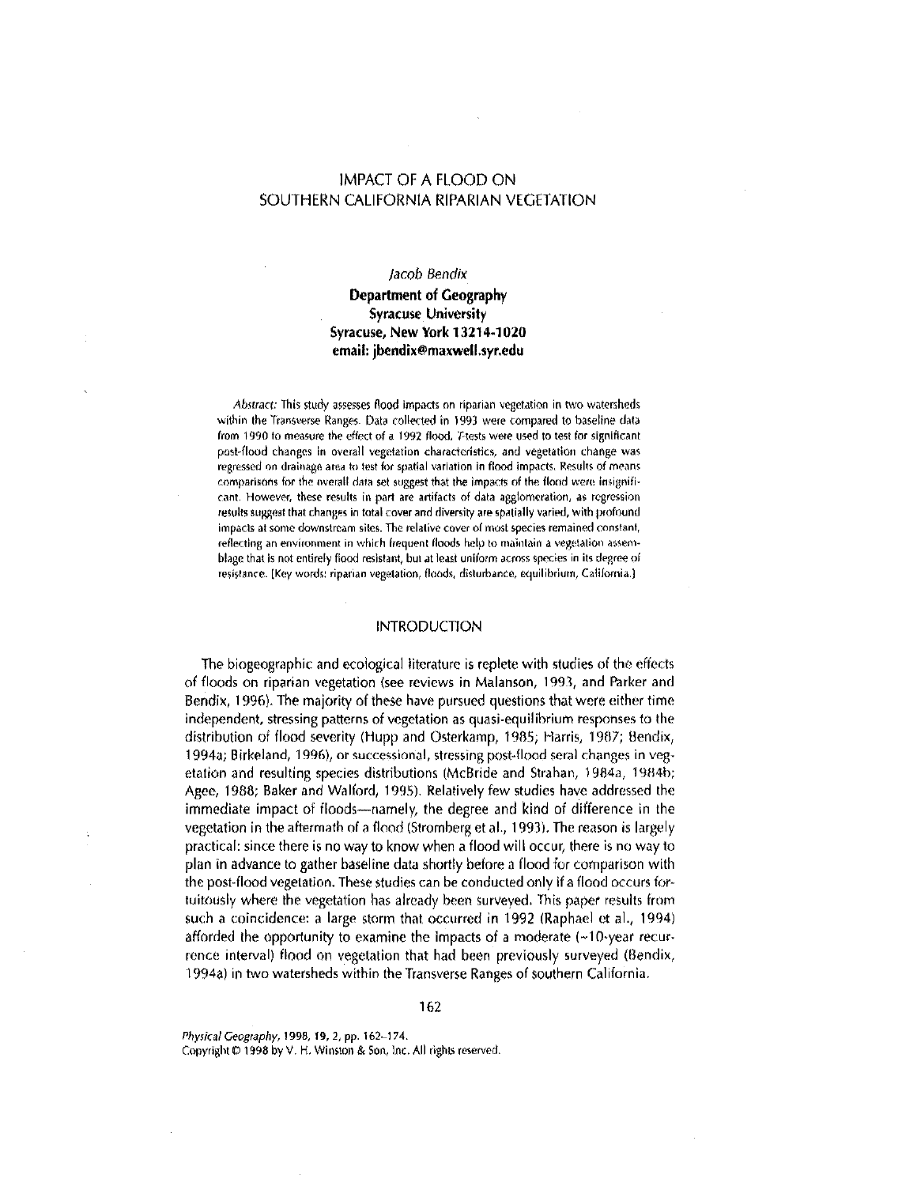# IMPACT OF A FLOOD ON SOUTHERN CALIFORNIA RIPARIAN VEGETATION

*Jacob Bendix*

**Department of Geography**
**Syracuse University**
**Syracuse, New York 13214-1020**
**email: jbendix@maxwell.syr.edu**

*Abstract:* This study assesses flood impacts on riparian vegetation in two watersheds within the Transverse Ranges. Data collected in 1993 were compared to baseline data from 1990 to measure the effect of a 1992 flood. *T*-tests were used to test for significant post-flood changes in overall vegetation characteristics, and vegetation change was regressed on drainage area to test for spatial variation in flood impacts. Results of means comparisons for the overall data set suggest that the impacts of the flood were insignificant. However, these results in part are artifacts of data agglomeration, as regression results suggest that changes in total cover and diversity are spatially varied, with profound impacts at some downstream sites. The relative cover of most species remained constant, reflecting an environment in which frequent floods help to maintain a vegetation assemblage that is not entirely flood resistant, but at least uniform across species in its degree of resistance. [Key words: riparian vegetation, floods, disturbance, equilibrium, California.]

## INTRODUCTION

The biogeographic and ecological literature is replete with studies of the effects of floods on riparian vegetation (see reviews in Malanson, 1993, and Parker and Bendix, 1996). The majority of these have pursued questions that were either time independent, stressing patterns of vegetation as quasi-equilibrium responses to the distribution of flood severity (Hupp and Osterkamp, 1985; Harris, 1987; Bendix, 1994a; Birkeland, 1996), or successional, stressing post-flood seral changes in vegetation and resulting species distributions (McBride and Strahan, 1984a, 1984b; Agee, 1988; Baker and Walford, 1995). Relatively few studies have addressed the immediate impact of floods—namely, the degree and kind of difference in the vegetation in the aftermath of a flood (Stromberg et al., 1993). The reason is largely practical: since there is no way to know when a flood will occur, there is no way to plan in advance to gather baseline data shortly before a flood for comparison with the post-flood vegetation. These studies can be conducted only if a flood occurs fortuitously where the vegetation has already been surveyed. This paper results from such a coincidence: a large storm that occurred in 1992 (Raphael et al., 1994) afforded the opportunity to examine the impacts of a moderate (~10-year recurrence interval) flood on vegetation that had been previously surveyed (Bendix, 1994a) in two watersheds within the Transverse Ranges of southern California.

*Physical Geography*, 1998, 19, 2, pp. 162–174.
Copyright © 1998 by V. H. Winston & Son, Inc. All rights reserved.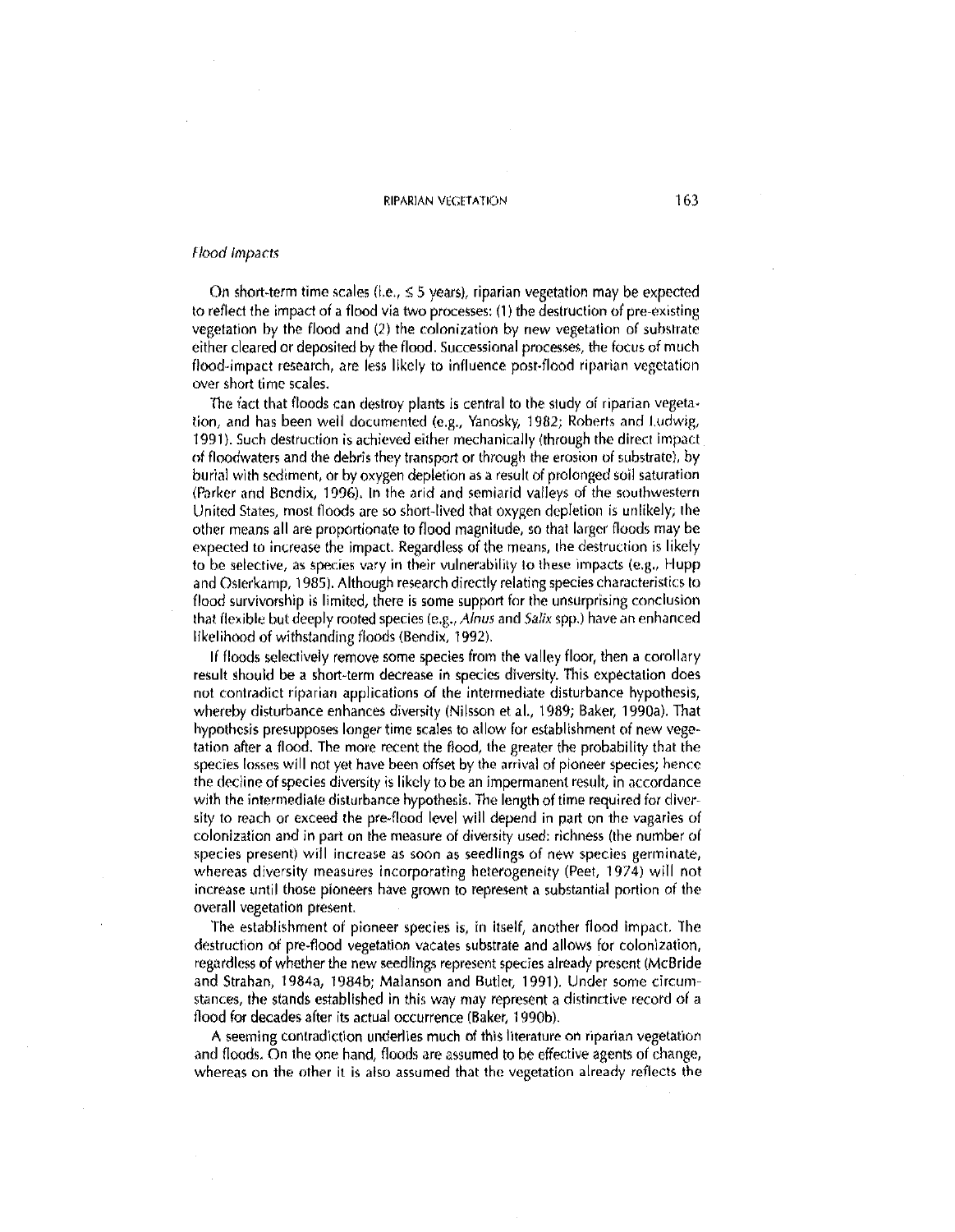### *Flood Impacts*

On short-term time scales (i.e., ≤ 5 years), riparian vegetation may be expected to reflect the impact of a flood via two processes: (1) the destruction of pre-existing vegetation by the flood and (2) the colonization by new vegetation of substrate either cleared or deposited by the flood. Successional processes, the focus of much flood-impact research, are less likely to influence post-flood riparian vegetation over short time scales.

The fact that floods can destroy plants is central to the study of riparian vegetation, and has been well documented (e.g., Yanosky, 1982; Roberts and Ludwig, 1991). Such destruction is achieved either mechanically (through the direct impact of floodwaters and the debris they transport or through the erosion of substrate), by burial with sediment, or by oxygen depletion as a result of prolonged soil saturation (Parker and Bendix, 1996). In the arid and semiarid valleys of the southwestern United States, most floods are so short-lived that oxygen depletion is unlikely; the other means all are proportionate to flood magnitude, so that larger floods may be expected to increase the impact. Regardless of the means, the destruction is likely to be selective, as species vary in their vulnerability to these impacts (e.g., Hupp and Osterkamp, 1985). Although research directly relating species characteristics to flood survivorship is limited, there is some support for the unsurprising conclusion that flexible but deeply rooted species (e.g., *Alnus* and *Salix* spp.) have an enhanced likelihood of withstanding floods (Bendix, 1992).

If floods selectively remove some species from the valley floor, then a corollary result should be a short-term decrease in species diversity. This expectation does not contradict riparian applications of the intermediate disturbance hypothesis, whereby disturbance enhances diversity (Nilsson et al., 1989; Baker, 1990a). That hypothesis presupposes longer time scales to allow for establishment of new vegetation after a flood. The more recent the flood, the greater the probability that the species losses will not yet have been offset by the arrival of pioneer species; hence the decline of species diversity is likely to be an impermanent result, in accordance with the intermediate disturbance hypothesis. The length of time required for diversity to reach or exceed the pre-flood level will depend in part on the vagaries of colonization and in part on the measure of diversity used: richness (the number of species present) will increase as soon as seedlings of new species germinate, whereas diversity measures incorporating heterogeneity (Peet, 1974) will not increase until those pioneers have grown to represent a substantial portion of the overall vegetation present.

The establishment of pioneer species is, in itself, another flood impact. The destruction of pre-flood vegetation vacates substrate and allows for colonization, regardless of whether the new seedlings represent species already present (McBride and Strahan, 1984a, 1984b; Malanson and Butler, 1991). Under some circumstances, the stands established in this way may represent a distinctive record of a flood for decades after its actual occurrence (Baker, 1990b).

A seeming contradiction underlies much of this literature on riparian vegetation and floods. On the one hand, floods are assumed to be effective agents of change, whereas on the other it is also assumed that the vegetation already reflects the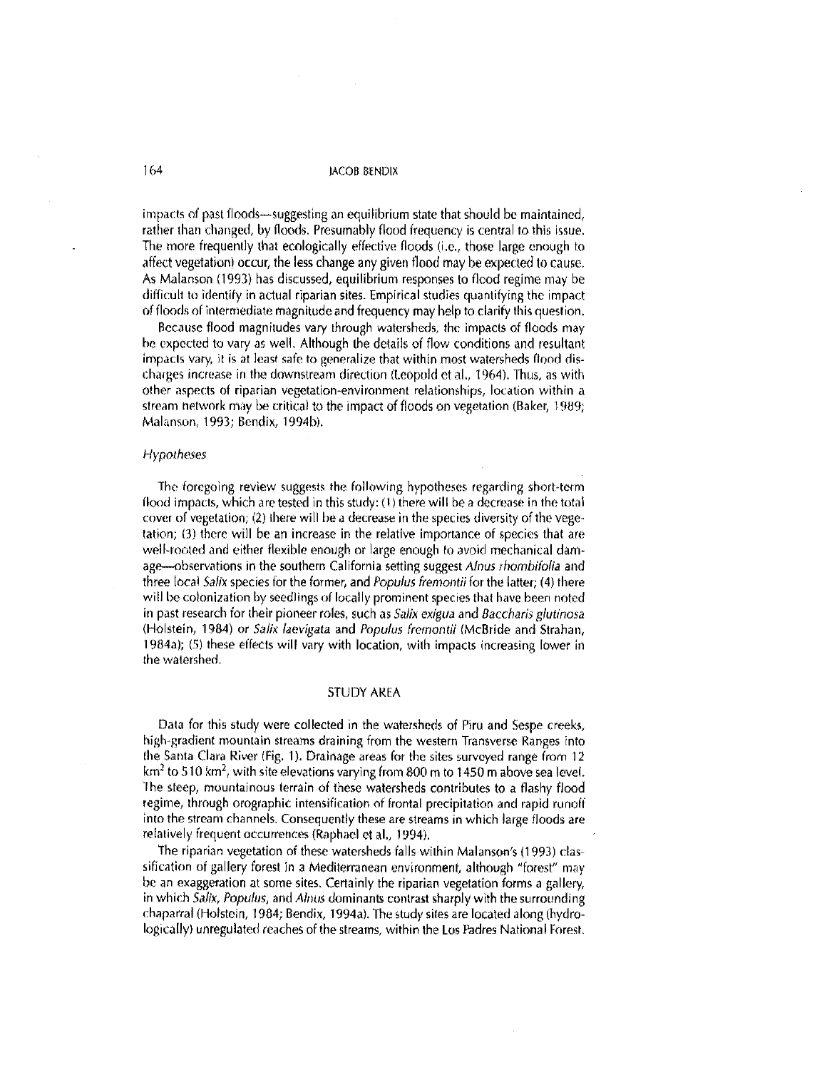impacts of past floods—suggesting an equilibrium state that should be maintained, rather than changed, by floods. Presumably flood frequency is central to this issue. The more frequently that ecologically effective floods (i.e., those large enough to affect vegetation) occur, the less change any given flood may be expected to cause. As Malanson (1993) has discussed, equilibrium responses to flood regime may be difficult to identify in actual riparian sites. Empirical studies quantifying the impact of floods of intermediate magnitude and frequency may help to clarify this question.

Because flood magnitudes vary through watersheds, the impacts of floods may be expected to vary as well. Although the details of flow conditions and resultant impacts vary, it is at least safe to generalize that within most watersheds flood discharges increase in the downstream direction (Leopold et al., 1964). Thus, as with other aspects of riparian vegetation-environment relationships, location within a stream network may be critical to the impact of floods on vegetation (Baker, 1989; Malanson, 1993; Bendix, 1994b).

### *Hypotheses*

The foregoing review suggests the following hypotheses regarding short-term flood impacts, which are tested in this study: (1) there will be a decrease in the total cover of vegetation; (2) there will be a decrease in the species diversity of the vegetation; (3) there will be an increase in the relative importance of species that are well-rooted and either flexible enough or large enough to avoid mechanical damage—observations in the southern California setting suggest *Alnus rhombifolia* and three local *Salix* species for the former, and *Populus fremontii* for the latter; (4) there will be colonization by seedlings of locally prominent species that have been noted in past research for their pioneer roles, such as *Salix exigua* and *Baccharis glutinosa* (Holstein, 1984) or *Salix laevigata* and *Populus fremontii* (McBride and Strahan, 1984a); (5) these effects will vary with location, with impacts increasing lower in the watershed.

## STUDY AREA

Data for this study were collected in the watersheds of Piru and Sespe creeks, high-gradient mountain streams draining from the western Transverse Ranges into the Santa Clara River (Fig. 1). Drainage areas for the sites surveyed range from 12 km$^2$ to 510 km$^2$, with site elevations varying from 800 m to 1450 m above sea level. The steep, mountainous terrain of these watersheds contributes to a flashy flood regime, through orographic intensification of frontal precipitation and rapid runoff into the stream channels. Consequently these are streams in which large floods are relatively frequent occurrences (Raphael et al., 1994).

The riparian vegetation of these watersheds falls within Malanson's (1993) classification of gallery forest in a Mediterranean environment, although "forest" may be an exaggeration at some sites. Certainly the riparian vegetation forms a gallery, in which *Salix*, *Populus*, and *Alnus* dominants contrast sharply with the surrounding chaparral (Holstein, 1984; Bendix, 1994a). The study sites are located along (hydrologically) unregulated reaches of the streams, within the Los Padres National Forest.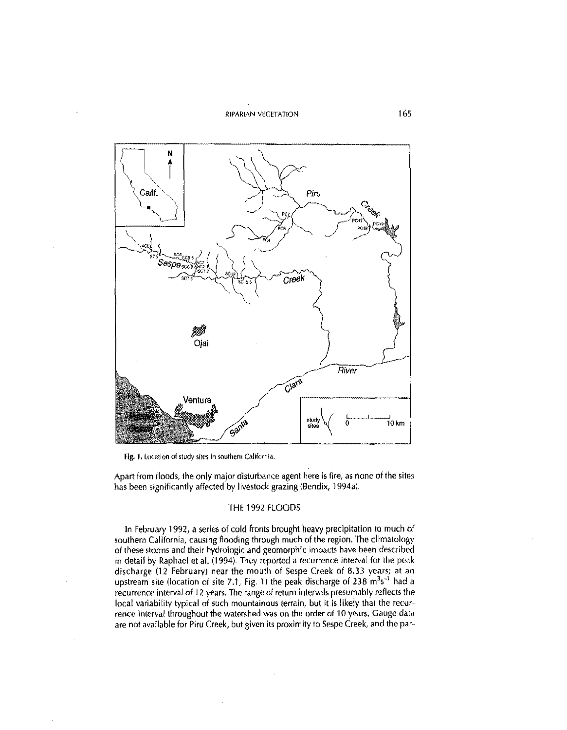Fig. 1. Location of study sites in southern California.

Apart from floods, the only major disturbance agent here is fire, as none of the sites has been significantly affected by livestock grazing (Bendix, 1994a).

## THE 1992 FLOODS

In February 1992, a series of cold fronts brought heavy precipitation to much of southern California, causing flooding through much of the region. The climatology of these storms and their hydrologic and geomorphic impacts have been described in detail by Raphael et al. (1994). They reported a recurrence interval for the peak discharge (12 February) near the mouth of Sespe Creek of 8.33 years; at an upstream site (location of site 7.1, Fig. 1) the peak discharge of 238 $m^3s^{-1}$ had a recurrence interval of 12 years. The range of return intervals presumably reflects the local variability typical of such mountainous terrain, but it is likely that the recurrence interval throughout the watershed was on the order of 10 years. Gauge data are not available for Piru Creek, but given its proximity to Sespe Creek, and the par-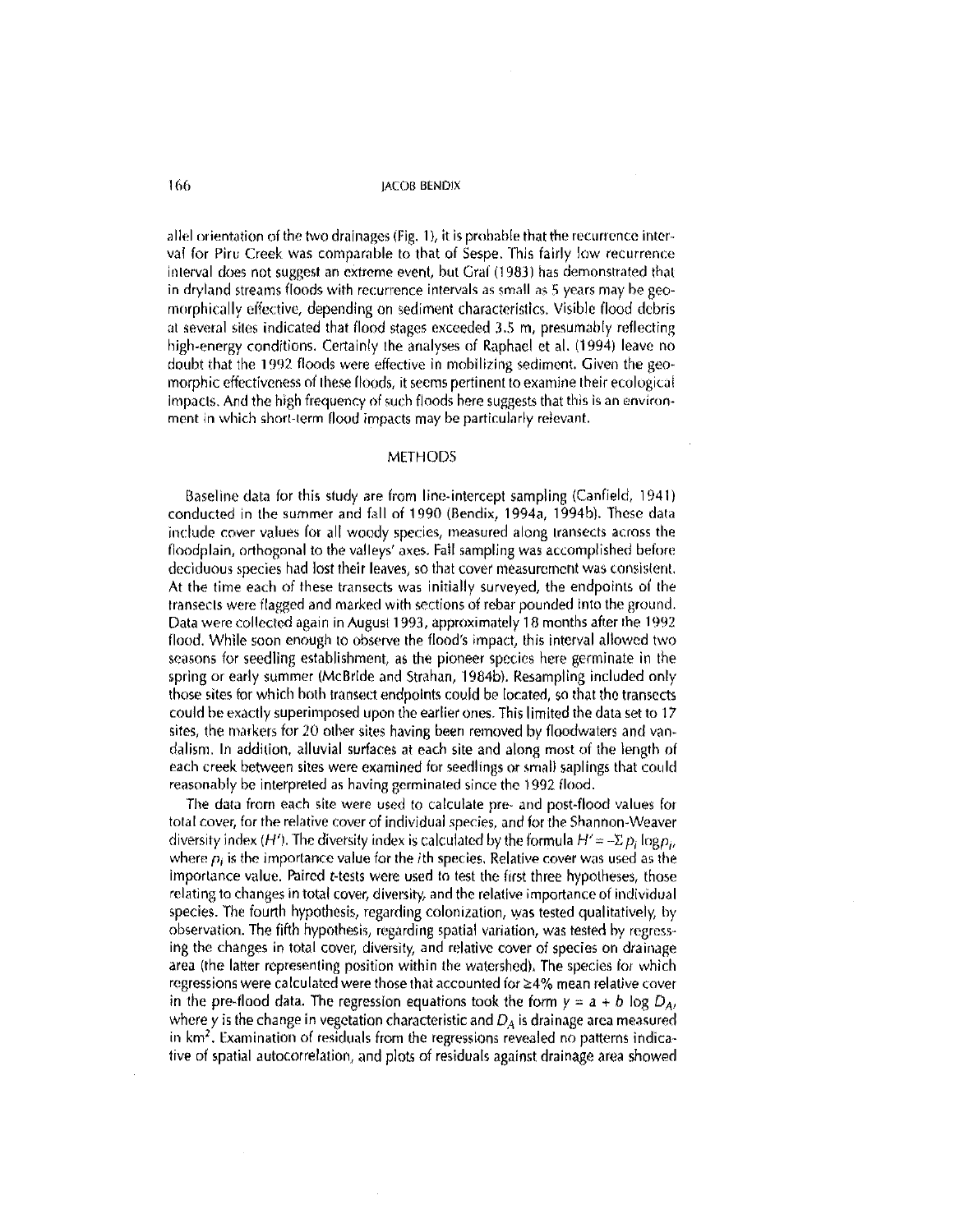allel orientation of the two drainages (Fig. 1), it is probable that the recurrence interval for Piru Creek was comparable to that of Sespe. This fairly low recurrence interval does not suggest an extreme event, but Graf (1983) has demonstrated that in dryland streams floods with recurrence intervals as small as 5 years may be geomorphically effective, depending on sediment characteristics. Visible flood debris at several sites indicated that flood stages exceeded 3.5 m, presumably reflecting high-energy conditions. Certainly the analyses of Raphael et al. (1994) leave no doubt that the 1992 floods were effective in mobilizing sediment. Given the geomorphic effectiveness of these floods, it seems pertinent to examine their ecological impacts. And the high frequency of such floods here suggests that this is an environment in which short-term flood impacts may be particularly relevant.

## METHODS

Baseline data for this study are from line-intercept sampling (Canfield, 1941) conducted in the summer and fall of 1990 (Bendix, 1994a, 1994b). These data include cover values for all woody species, measured along transects across the floodplain, orthogonal to the valleys' axes. Fall sampling was accomplished before deciduous species had lost their leaves, so that cover measurement was consistent. At the time each of these transects was initially surveyed, the endpoints of the transects were flagged and marked with sections of rebar pounded into the ground. Data were collected again in August 1993, approximately 18 months after the 1992 flood. While soon enough to observe the flood's impact, this interval allowed two seasons for seedling establishment, as the pioneer species here germinate in the spring or early summer (McBride and Strahan, 1984b). Resampling included only those sites for which both transect endpoints could be located, so that the transects could be exactly superimposed upon the earlier ones. This limited the data set to 17 sites, the markers for 20 other sites having been removed by floodwaters and vandalism. In addition, alluvial surfaces at each site and along most of the length of each creek between sites were examined for seedlings or small saplings that could reasonably be interpreted as having germinated since the 1992 flood.

The data from each site were used to calculate pre- and post-flood values for total cover, for the relative cover of individual species, and for the Shannon-Weaver diversity index ($H'$). The diversity index is calculated by the formula $H' = -\Sigma p_i \log p_i$, where $p_i$ is the importance value for the $i$th species. Relative cover was used as the importance value. Paired $t$-tests were used to test the first three hypotheses, those relating to changes in total cover, diversity, and the relative importance of individual species. The fourth hypothesis, regarding colonization, was tested qualitatively, by observation. The fifth hypothesis, regarding spatial variation, was tested by regressing the changes in total cover, diversity, and relative cover of species on drainage area (the latter representing position within the watershed). The species for which regressions were calculated were those that accounted for ≥4% mean relative cover in the pre-flood data. The regression equations took the form $y = a + b \log D_A$, where $y$ is the change in vegetation characteristic and $D_A$ is drainage area measured in km$^2$. Examination of residuals from the regressions revealed no patterns indicative of spatial autocorrelation, and plots of residuals against drainage area showed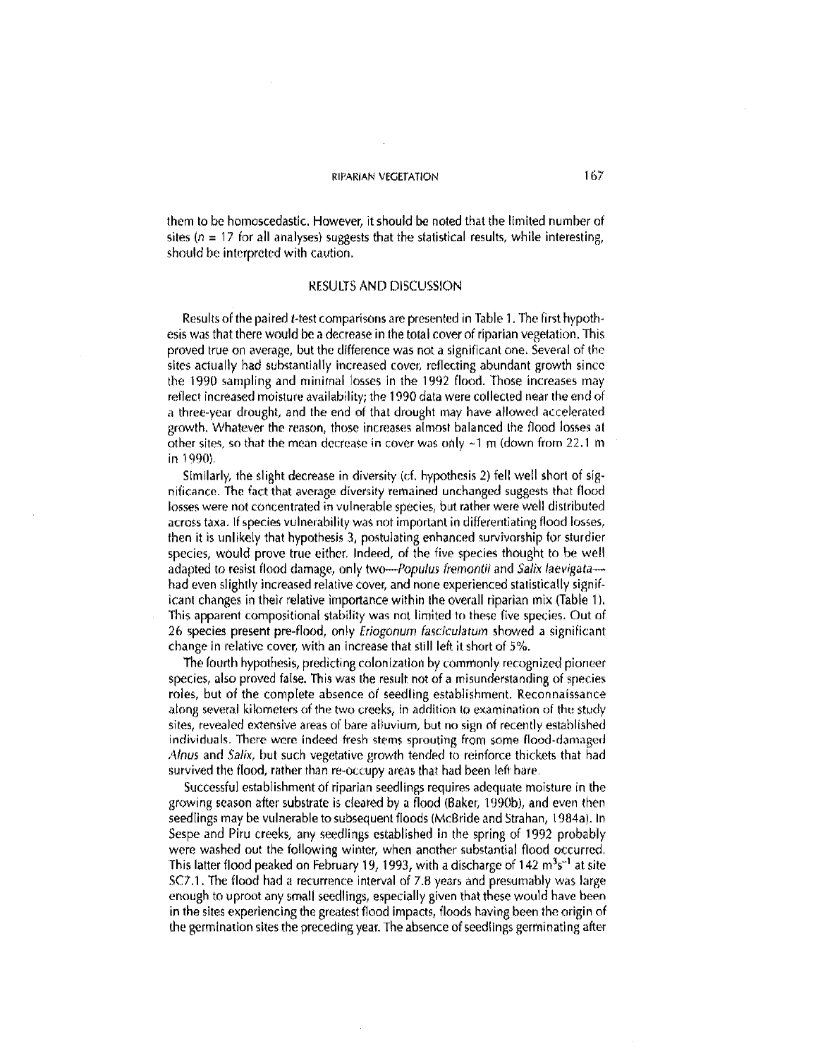them to be homoscedastic. However, it should be noted that the limited number of sites ($n = 17$ for all analyses) suggests that the statistical results, while interesting, should be interpreted with caution.

## RESULTS AND DISCUSSION

Results of the paired *t*-test comparisons are presented in Table 1. The first hypothesis was that there would be a decrease in the total cover of riparian vegetation. This proved true on average, but the difference was not a significant one. Several of the sites actually had substantially increased cover, reflecting abundant growth since the 1990 sampling and minimal losses in the 1992 flood. Those increases may reflect increased moisture availability; the 1990 data were collected near the end of a three-year drought, and the end of that drought may have allowed accelerated growth. Whatever the reason, those increases almost balanced the flood losses at other sites, so that the mean decrease in cover was only ~1 m (down from 22.1 m in 1990).

Similarly, the slight decrease in diversity (cf. hypothesis 2) fell well short of significance. The fact that average diversity remained unchanged suggests that flood losses were not concentrated in vulnerable species, but rather were well distributed across taxa. If species vulnerability was not important in differentiating flood losses, then it is unlikely that hypothesis 3, postulating enhanced survivorship for sturdier species, would prove true either. Indeed, of the five species thought to be well adapted to resist flood damage, only two—*Populus fremontii* and *Salix laevigata*—had even slightly increased relative cover, and none experienced statistically significant changes in their relative importance within the overall riparian mix (Table 1). This apparent compositional stability was not limited to these five species. Out of 26 species present pre-flood, only *Eriogonum fasciculatum* showed a significant change in relative cover, with an increase that still left it short of 5%.

The fourth hypothesis, predicting colonization by commonly recognized pioneer species, also proved false. This was the result not of a misunderstanding of species roles, but of the complete absence of seedling establishment. Reconnaissance along several kilometers of the two creeks, in addition to examination of the study sites, revealed extensive areas of bare alluvium, but no sign of recently established individuals. There were indeed fresh stems sprouting from some flood-damaged *Alnus* and *Salix*, but such vegetative growth tended to reinforce thickets that had survived the flood, rather than re-occupy areas that had been left bare.

Successful establishment of riparian seedlings requires adequate moisture in the growing season after substrate is cleared by a flood (Baker, 1990b), and even then seedlings may be vulnerable to subsequent floods (McBride and Strahan, 1984a). In Sespe and Piru creeks, any seedlings established in the spring of 1992 probably were washed out the following winter, when another substantial flood occurred. This latter flood peaked on February 19, 1993, with a discharge of 142 $m^3s^{-1}$ at site SC7.1. The flood had a recurrence interval of 7.8 years and presumably was large enough to uproot any small seedlings, especially given that these would have been in the sites experiencing the greatest flood impacts, floods having been the origin of the germination sites the preceding year. The absence of seedlings germinating after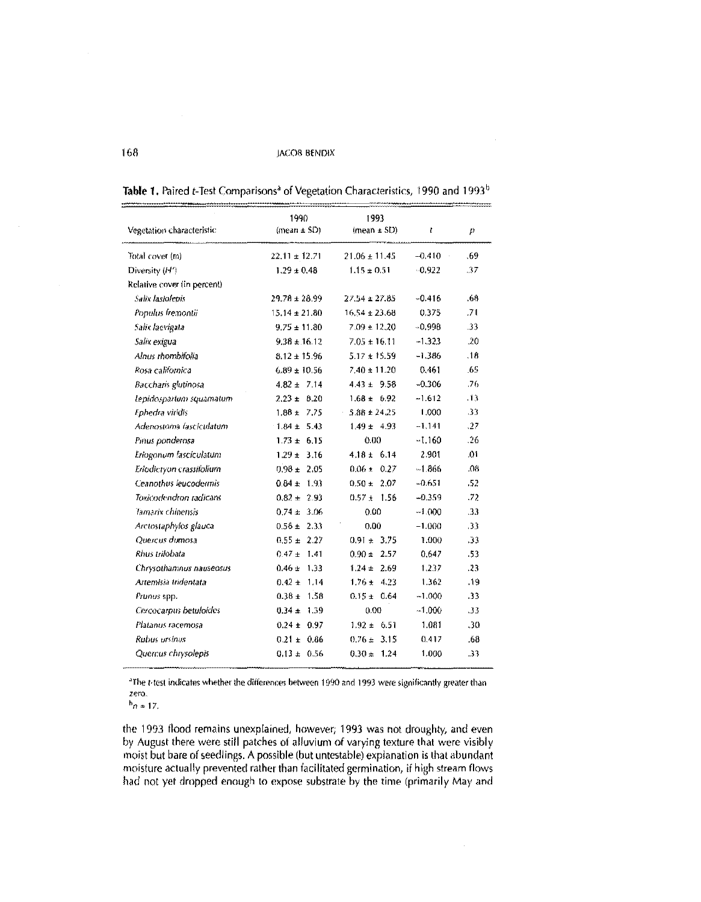**Table 1.** Paired *t*-Test Comparisons[a] of Vegetation Characteristics, 1990 and 1993[b]

| Vegetation characteristic | 1990 (mean ± SD) | 1993 (mean ± SD) | *t* | *p* |
|---|---|---|---|---|
| Total cover (m) | 22.11 ± 12.71 | 21.06 ± 11.45 | −0.410 | .69 |
| Diversity (*H'*) | 1.29 ± 0.48 | 1.15 ± 0.51 | −0.922 | .37 |
| Relative cover (in percent) | | | | |
| *Salix lasiolepis* | 29.78 ± 28.99 | 27.54 ± 27.85 | −0.416 | .68 |
| *Populus fremontii* | 15.14 ± 21.80 | 16.54 ± 23.68 | 0.375 | .71 |
| *Salix laevigata* | 9.75 ± 11.80 | 7.09 ± 12.20 | −0.998 | .33 |
| *Salix exigua* | 9.38 ± 16.12 | 7.05 ± 16.11 | −1.323 | .20 |
| *Alnus rhombifolia* | 8.12 ± 15.96 | 5.17 ± 15.59 | −1.386 | .18 |
| *Rosa californica* | 6.89 ± 10.56 | 7.40 ± 11.20 | 0.461 | .65 |
| *Baccharis glutinosa* | 4.82 ± 7.14 | 4.43 ± 9.58 | −0.306 | .76 |
| *Lepidospartum squamatum* | 2.23 ± 8.20 | 1.68 ± 6.92 | −1.612 | .13 |
| *Ephedra viridis* | 1.88 ± 7.75 | 5.88 ± 24.25 | 1.000 | .33 |
| *Adenostoma fasciculatum* | 1.84 ± 5.43 | 1.49 ± 4.93 | −1.141 | .27 |
| *Pinus ponderosa* | 1.73 ± 6.15 | 0.00 | −1.160 | .26 |
| *Eriogonum fasciculatum* | 1.29 ± 3.16 | 4.18 ± 6.14 | 2.901 | .01 |
| *Eriodictyon crassifolium* | 0.98 ± 2.05 | 0.06 ± 0.27 | −1.866 | .08 |
| *Ceanothus leucodermis* | 0.84 ± 1.93 | 0.50 ± 2.07 | −0.651 | .52 |
| *Toxicodendron radicans* | 0.82 ± 2.93 | 0.57 ± 1.56 | −0.359 | .72 |
| *Tamarix chinensis* | 0.74 ± 3.06 | 0.00 | −1.000 | .33 |
| *Arctostaphylos glauca* | 0.56 ± 2.33 | 0.00 | −1.000 | .33 |
| *Quercus dumosa* | 0.55 ± 2.27 | 0.91 ± 3.75 | 1.000 | .33 |
| *Rhus trilobata* | 0.47 ± 1.41 | 0.90 ± 2.57 | 0.647 | .53 |
| *Chrysothamnus nauseosus* | 0.46 ± 1.33 | 1.24 ± 2.69 | 1.237 | .23 |
| *Artemisia tridentata* | 0.42 ± 1.14 | 1.76 ± 4.23 | 1.362 | .19 |
| *Prunus* spp. | 0.38 ± 1.58 | 0.15 ± 0.64 | −1.000 | .33 |
| *Cercocarpus betuloides* | 0.34 ± 1.39 | 0.00 | −1.000 | .33 |
| *Platanus racemosa* | 0.24 ± 0.97 | 1.92 ± 6.51 | 1.081 | .30 |
| *Rubus ursinus* | 0.21 ± 0.86 | 0.76 ± 3.15 | 0.417 | .68 |
| *Quercus chrysolepis* | 0.13 ± 0.56 | 0.30 ± 1.24 | 1.000 | .33 |

[a]The *t*-test indicates whether the differences between 1990 and 1993 were significantly greater than zero.
[b]$n = 17$.

the 1993 flood remains unexplained, however; 1993 was not droughty, and even by August there were still patches of alluvium of varying texture that were visibly moist but bare of seedlings. A possible (but untestable) explanation is that abundant moisture actually prevented rather than facilitated germination, if high stream flows had not yet dropped enough to expose substrate by the time (primarily May and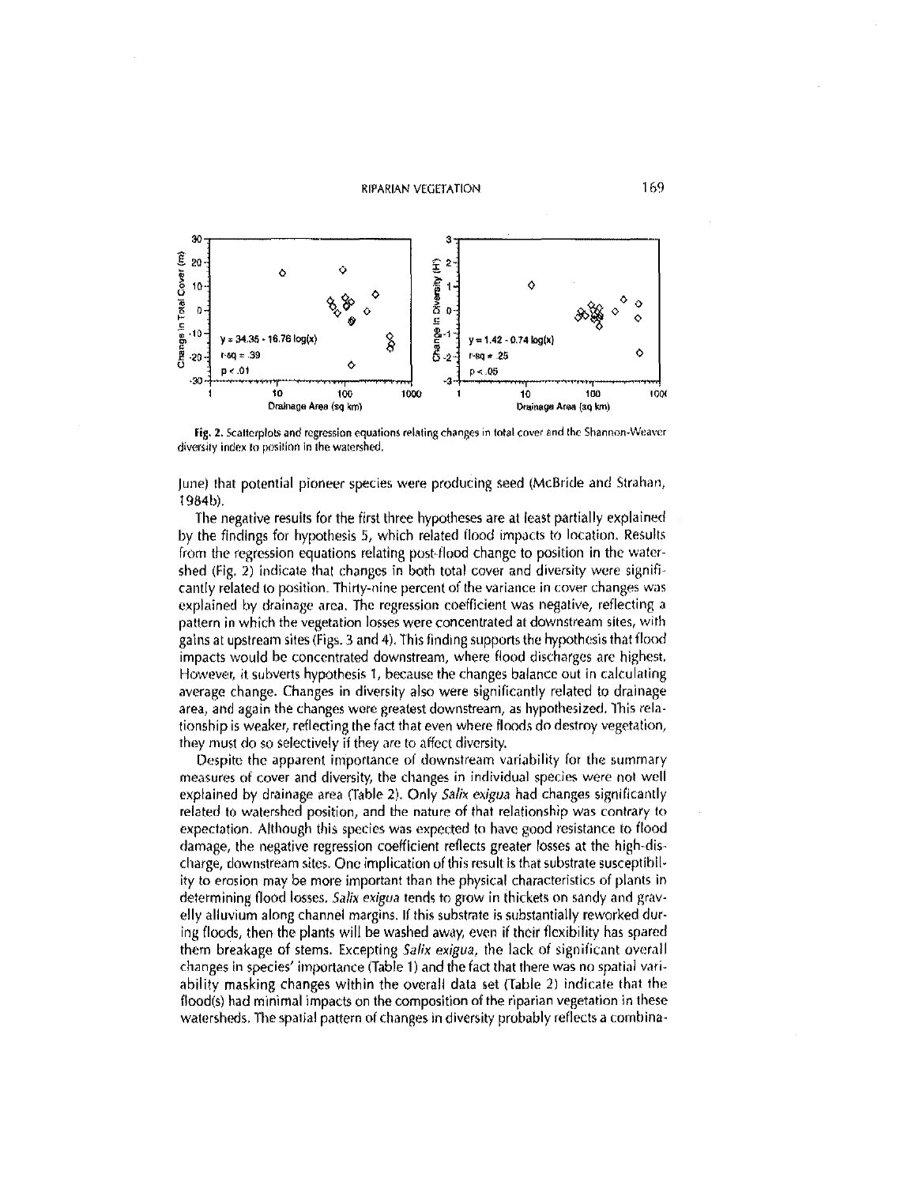**Fig. 2.** Scatterplots and regression equations relating changes in total cover and the Shannon-Weaver diversity index to position in the watershed.

June) that potential pioneer species were producing seed (McBride and Strahan, 1984b).

The negative results for the first three hypotheses are at least partially explained by the findings for hypothesis 5, which related flood impacts to location. Results from the regression equations relating post-flood change to position in the watershed (Fig. 2) indicate that changes in both total cover and diversity were significantly related to position. Thirty-nine percent of the variance in cover changes was explained by drainage area. The regression coefficient was negative, reflecting a pattern in which the vegetation losses were concentrated at downstream sites, with gains at upstream sites (Figs. 3 and 4). This finding supports the hypothesis that flood impacts would be concentrated downstream, where flood discharges are highest. However, it subverts hypothesis 1, because the changes balance out in calculating average change. Changes in diversity also were significantly related to drainage area, and again the changes were greatest downstream, as hypothesized. This relationship is weaker, reflecting the fact that even where floods do destroy vegetation, they must do so selectively if they are to affect diversity.

Despite the apparent importance of downstream variability for the summary measures of cover and diversity, the changes in individual species were not well explained by drainage area (Table 2). Only *Salix exigua* had changes significantly related to watershed position, and the nature of that relationship was contrary to expectation. Although this species was expected to have good resistance to flood damage, the negative regression coefficient reflects greater losses at the high-discharge, downstream sites. One implication of this result is that substrate susceptibility to erosion may be more important than the physical characteristics of plants in determining flood losses. *Salix exigua* tends to grow in thickets on sandy and gravelly alluvium along channel margins. If this substrate is substantially reworked during floods, then the plants will be washed away, even if their flexibility has spared them breakage of stems. Excepting *Salix exigua*, the lack of significant overall changes in species' importance (Table 1) and the fact that there was no spatial variability masking changes within the overall data set (Table 2) indicate that the flood(s) had minimal impacts on the composition of the riparian vegetation in these watersheds. The spatial pattern of changes in diversity probably reflects a combina-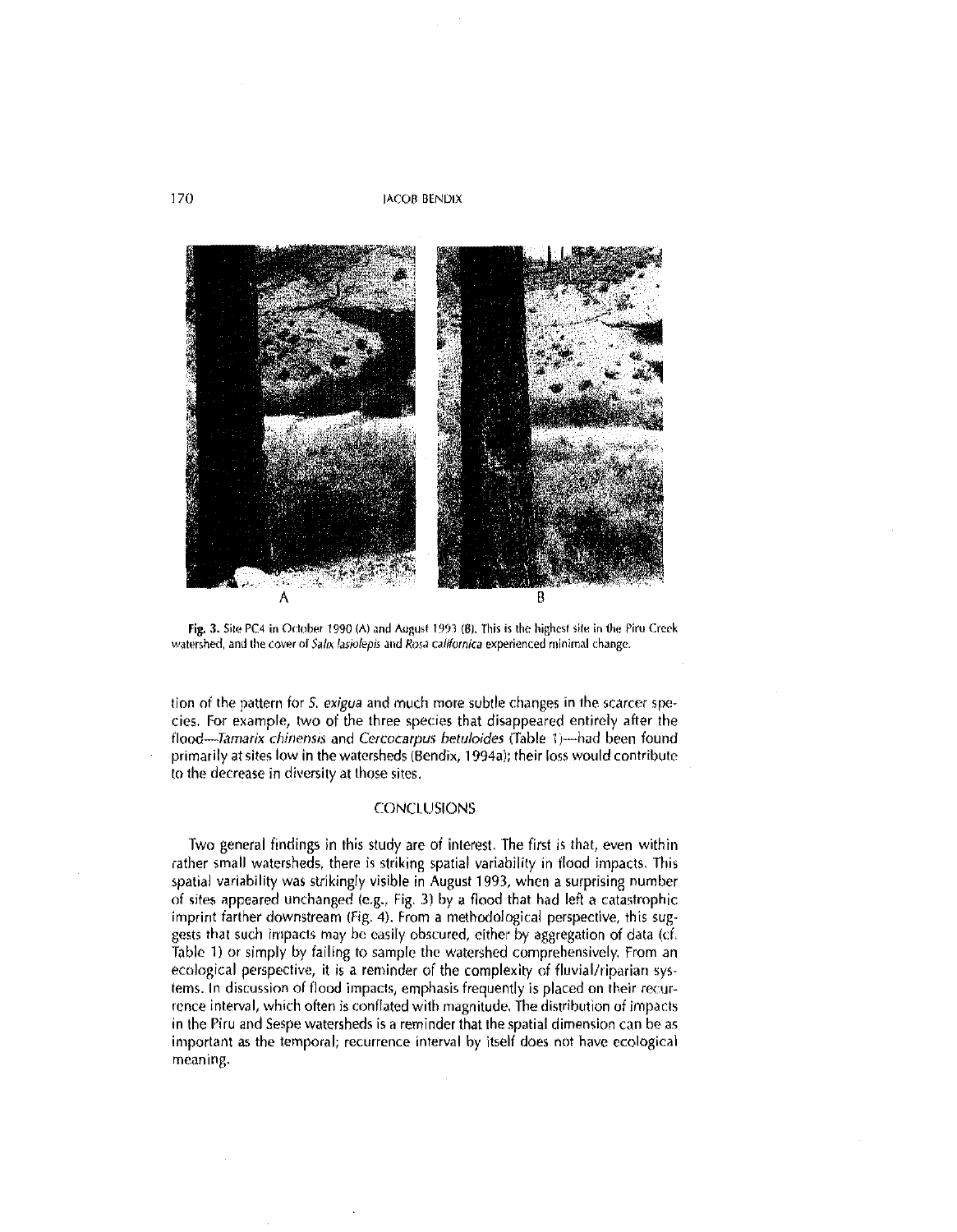Fig. 3. Site PC4 in October 1990 (A) and August 1993 (B). This is the highest site in the Piru Creek watershed, and the cover of *Salix lasiolepis* and *Rosa californica* experienced minimal change.

tion of the pattern for *S. exigua* and much more subtle changes in the scarcer species. For example, two of the three species that disappeared entirely after the flood—*Tamarix chinensis* and *Cercocarpus betuloides* (Table 1)—had been found primarily at sites low in the watersheds (Bendix, 1994a); their loss would contribute to the decrease in diversity at those sites.

## CONCLUSIONS

Two general findings in this study are of interest. The first is that, even within rather small watersheds, there is striking spatial variability in flood impacts. This spatial variability was strikingly visible in August 1993, when a surprising number of sites appeared unchanged (e.g., Fig. 3) by a flood that had left a catastrophic imprint farther downstream (Fig. 4). From a methodological perspective, this suggests that such impacts may be easily obscured, either by aggregation of data (cf. Table 1) or simply by failing to sample the watershed comprehensively. From an ecological perspective, it is a reminder of the complexity of fluvial/riparian systems. In discussion of flood impacts, emphasis frequently is placed on their recurrence interval, which often is conflated with magnitude. The distribution of impacts in the Piru and Sespe watersheds is a reminder that the spatial dimension can be as important as the temporal; recurrence interval by itself does not have ecological meaning.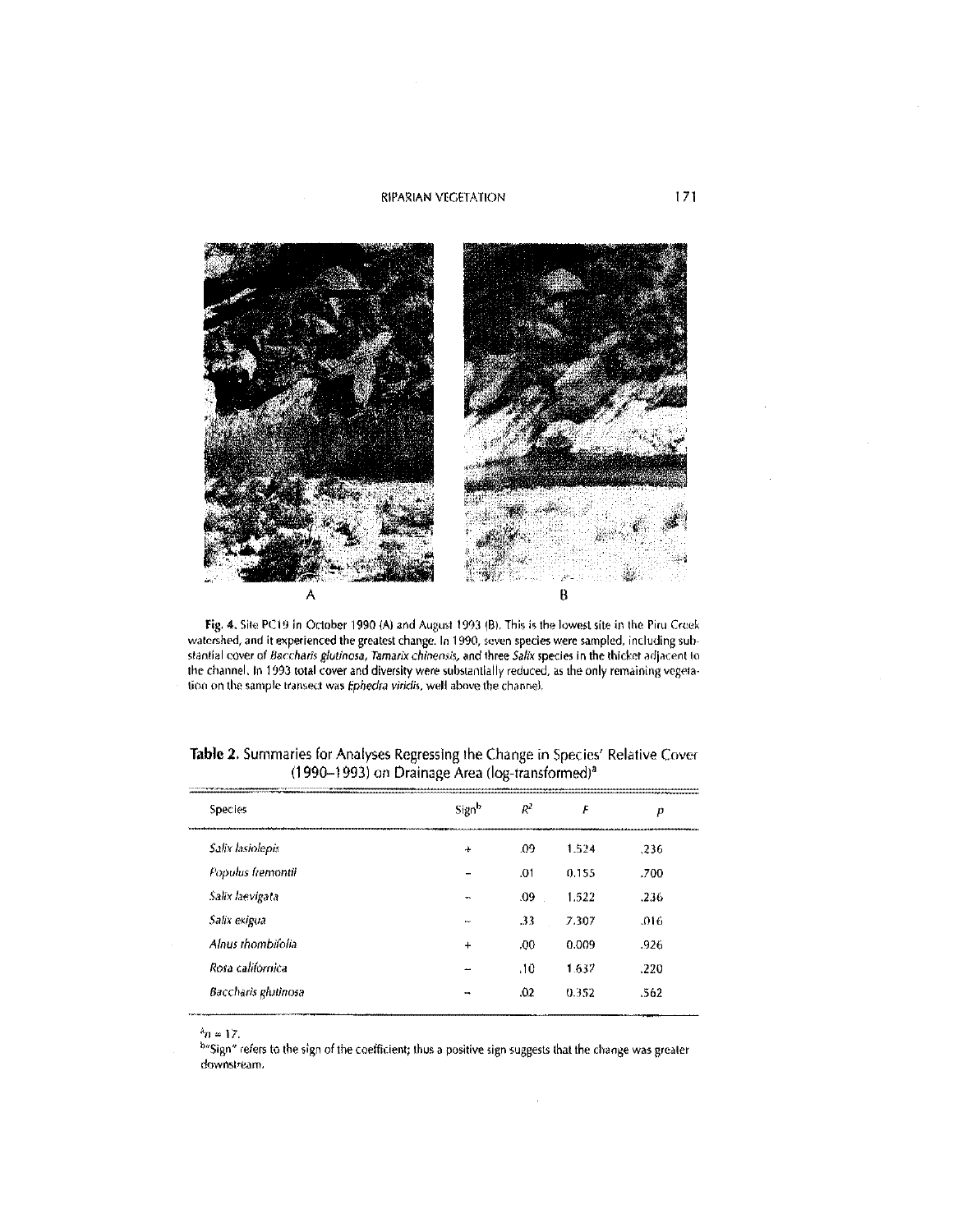Fig. 4. Site PC19 in October 1990 (A) and August 1993 (B). This is the lowest site in the Piru Creek watershed, and it experienced the greatest change. In 1990, seven species were sampled, including substantial cover of *Baccharis glutinosa*, *Tamarix chinensis*, and three *Salix* species in the thicket adjacent to the channel. In 1993 total cover and diversity were substantially reduced, as the only remaining vegetation on the sample transect was *Ephedra viridis*, well above the channel.

**Table 2.** Summaries for Analyses Regressing the Change in Species' Relative Cover (1990–1993) on Drainage Area (log-transformed)[a]

| Species | Sign[b] | $R^2$ | $F$ | $p$ |
|---|---|---|---|---|
| *Salix lasiolepis* | + | .09 | 1.524 | .236 |
| *Populus fremontii* | – | .01 | 0.155 | .700 |
| *Salix laevigata* | – | .09 | 1.522 | .236 |
| *Salix exigua* | – | .33 | 7.307 | .016 |
| *Alnus rhombifolia* | + | .00 | 0.009 | .926 |
| *Rosa californica* | – | .10 | 1.637 | .220 |
| *Baccharis glutinosa* | – | .02 | 0.352 | .562 |

[a] $n = 17$.

[b] "Sign" refers to the sign of the coefficient; thus a positive sign suggests that the change was greater downstream.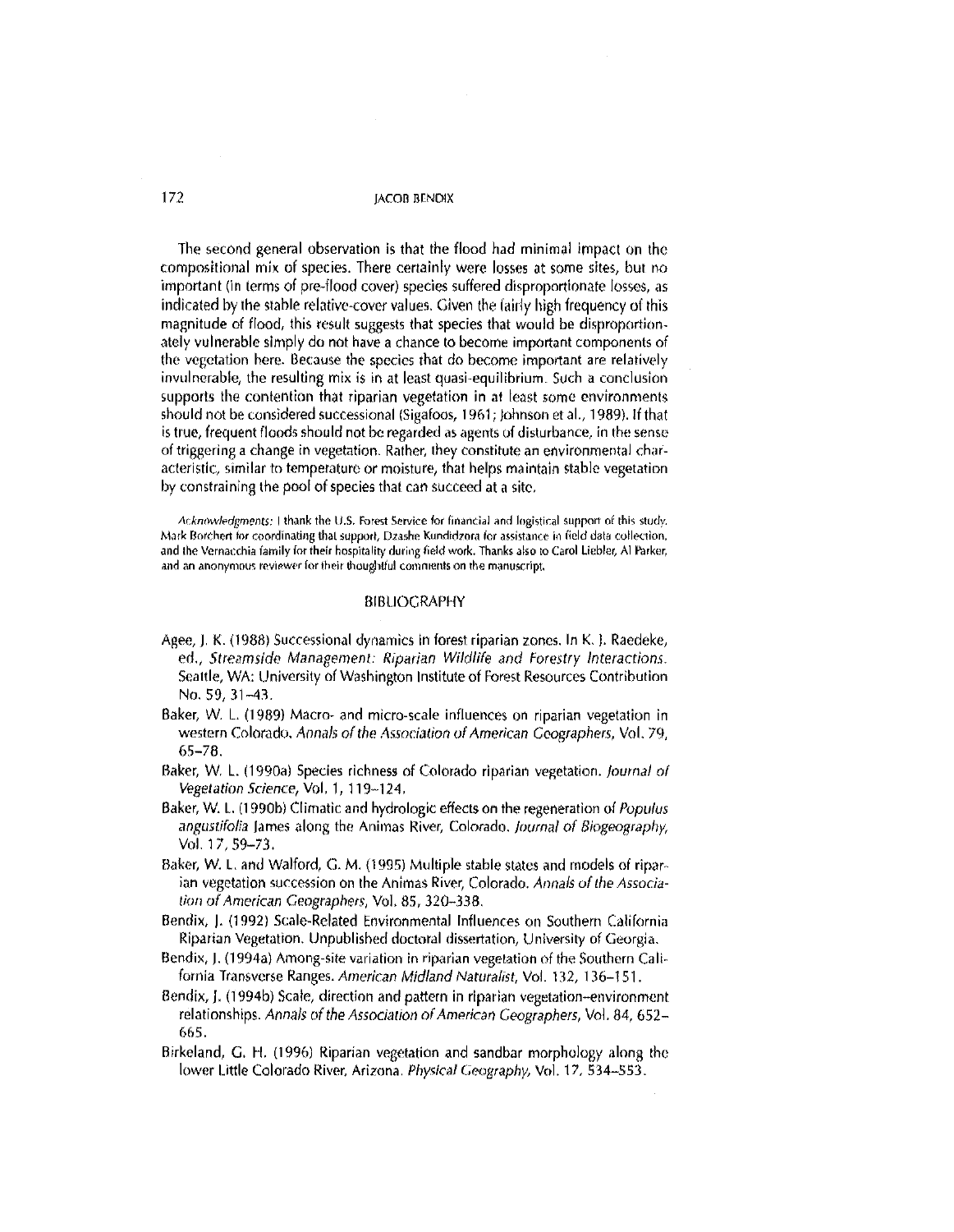The second general observation is that the flood had minimal impact on the compositional mix of species. There certainly were losses at some sites, but no important (in terms of pre-flood cover) species suffered disproportionate losses, as indicated by the stable relative-cover values. Given the fairly high frequency of this magnitude of flood, this result suggests that species that would be disproportionately vulnerable simply do not have a chance to become important components of the vegetation here. Because the species that do become important are relatively invulnerable, the resulting mix is in at least quasi-equilibrium. Such a conclusion supports the contention that riparian vegetation in at least some environments should not be considered successional (Sigafoos, 1961; Johnson et al., 1989). If that is true, frequent floods should not be regarded as agents of disturbance, in the sense of triggering a change in vegetation. Rather, they constitute an environmental characteristic, similar to temperature or moisture, that helps maintain stable vegetation by constraining the pool of species that can succeed at a site.

*Acknowledgments:* I thank the U.S. Forest Service for financial and logistical support of this study, Mark Borchert for coordinating that support, Dzashe Kundidzora for assistance in field data collection, and the Vernacchia family for their hospitality during field work. Thanks also to Carol Liebler, Al Parker, and an anonymous reviewer for their thoughtful comments on the manuscript.

## BIBLIOGRAPHY

Agee, J. K. (1988) Successional dynamics in forest riparian zones. In K. J. Raedeke, ed., *Streamside Management: Riparian Wildlife and Forestry Interactions*. Seattle, WA: University of Washington Institute of Forest Resources Contribution No. 59, 31–43.

Baker, W. L. (1989) Macro- and micro-scale influences on riparian vegetation in western Colorado. *Annals of the Association of American Geographers*, Vol. 79, 65–78.

Baker, W. L. (1990a) Species richness of Colorado riparian vegetation. *Journal of Vegetation Science*, Vol. 1, 119–124.

Baker, W. L. (1990b) Climatic and hydrologic effects on the regeneration of *Populus angustifolia* James along the Animas River, Colorado. *Journal of Biogeography*, Vol. 17, 59–73.

Baker, W. L. and Walford, G. M. (1995) Multiple stable states and models of riparian vegetation succession on the Animas River, Colorado. *Annals of the Association of American Geographers*, Vol. 85, 320–338.

Bendix, J. (1992) Scale-Related Environmental Influences on Southern California Riparian Vegetation. Unpublished doctoral dissertation, University of Georgia.

Bendix, J. (1994a) Among-site variation in riparian vegetation of the Southern California Transverse Ranges. *American Midland Naturalist*, Vol. 132, 136–151.

Bendix, J. (1994b) Scale, direction and pattern in riparian vegetation–environment relationships. *Annals of the Association of American Geographers*, Vol. 84, 652–665.

Birkeland, G. H. (1996) Riparian vegetation and sandbar morphology along the lower Little Colorado River, Arizona. *Physical Geography*, Vol. 17, 534–553.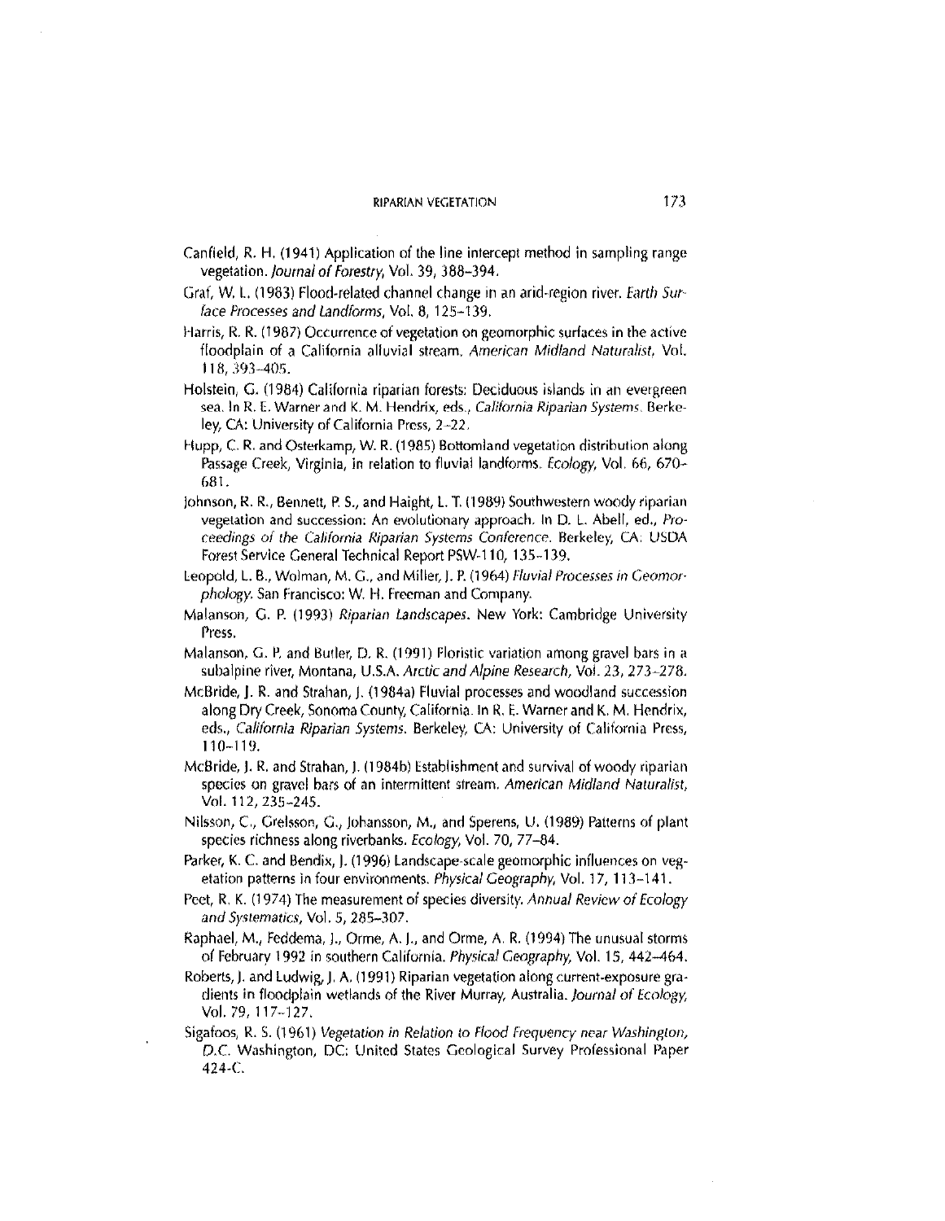Canfield, R. H. (1941) Application of the line intercept method in sampling range vegetation. *Journal of Forestry*, Vol. 39, 388–394.

Graf, W. L. (1983) Flood-related channel change in an arid-region river. *Earth Surface Processes and Landforms*, Vol. 8, 125–139.

Harris, R. R. (1987) Occurrence of vegetation on geomorphic surfaces in the active floodplain of a California alluvial stream. *American Midland Naturalist*, Vol. 118, 393–405.

Holstein, G. (1984) California riparian forests: Deciduous islands in an evergreen sea. In R. E. Warner and K. M. Hendrix, eds., *California Riparian Systems*. Berkeley, CA: University of California Press, 2–22.

Hupp, C. R. and Osterkamp, W. R. (1985) Bottomland vegetation distribution along Passage Creek, Virginia, in relation to fluvial landforms. *Ecology*, Vol. 66, 670–681.

Johnson, R. R., Bennett, P. S., and Haight, L. T. (1989) Southwestern woody riparian vegetation and succession: An evolutionary approach. In D. L. Abell, ed., *Proceedings of the California Riparian Systems Conference*. Berkeley, CA: USDA Forest Service General Technical Report PSW-110, 135–139.

Leopold, L. B., Wolman, M. G., and Miller, J. P. (1964) *Fluvial Processes in Geomorphology*. San Francisco: W. H. Freeman and Company.

Malanson, G. P. (1993) *Riparian Landscapes*. New York: Cambridge University Press.

Malanson, G. P. and Butler, D. R. (1991) Floristic variation among gravel bars in a subalpine river, Montana, U.S.A. *Arctic and Alpine Research*, Vol. 23, 273–278.

McBride, J. R. and Strahan, J. (1984a) Fluvial processes and woodland succession along Dry Creek, Sonoma County, California. In R. E. Warner and K. M. Hendrix, eds., *California Riparian Systems*. Berkeley, CA: University of California Press, 110–119.

McBride, J. R. and Strahan, J. (1984b) Establishment and survival of woody riparian species on gravel bars of an intermittent stream. *American Midland Naturalist*, Vol. 112, 235–245.

Nilsson, C., Grelsson, G., Johansson, M., and Sperens, U. (1989) Patterns of plant species richness along riverbanks. *Ecology*, Vol. 70, 77–84.

Parker, K. C. and Bendix, J. (1996) Landscape-scale geomorphic influences on vegetation patterns in four environments. *Physical Geography*, Vol. 17, 113–141.

Peet, R. K. (1974) The measurement of species diversity. *Annual Review of Ecology and Systematics*, Vol. 5, 285–307.

Raphael, M., Feddema, J., Orme, A. J., and Orme, A. R. (1994) The unusual storms of February 1992 in southern California. *Physical Geography*, Vol. 15, 442–464.

Roberts, J. and Ludwig, J. A. (1991) Riparian vegetation along current-exposure gradients in floodplain wetlands of the River Murray, Australia. *Journal of Ecology*, Vol. 79, 117–127.

Sigafoos, R. S. (1961) *Vegetation in Relation to Flood Frequency near Washington, D.C.* Washington, DC: United States Geological Survey Professional Paper 424-C.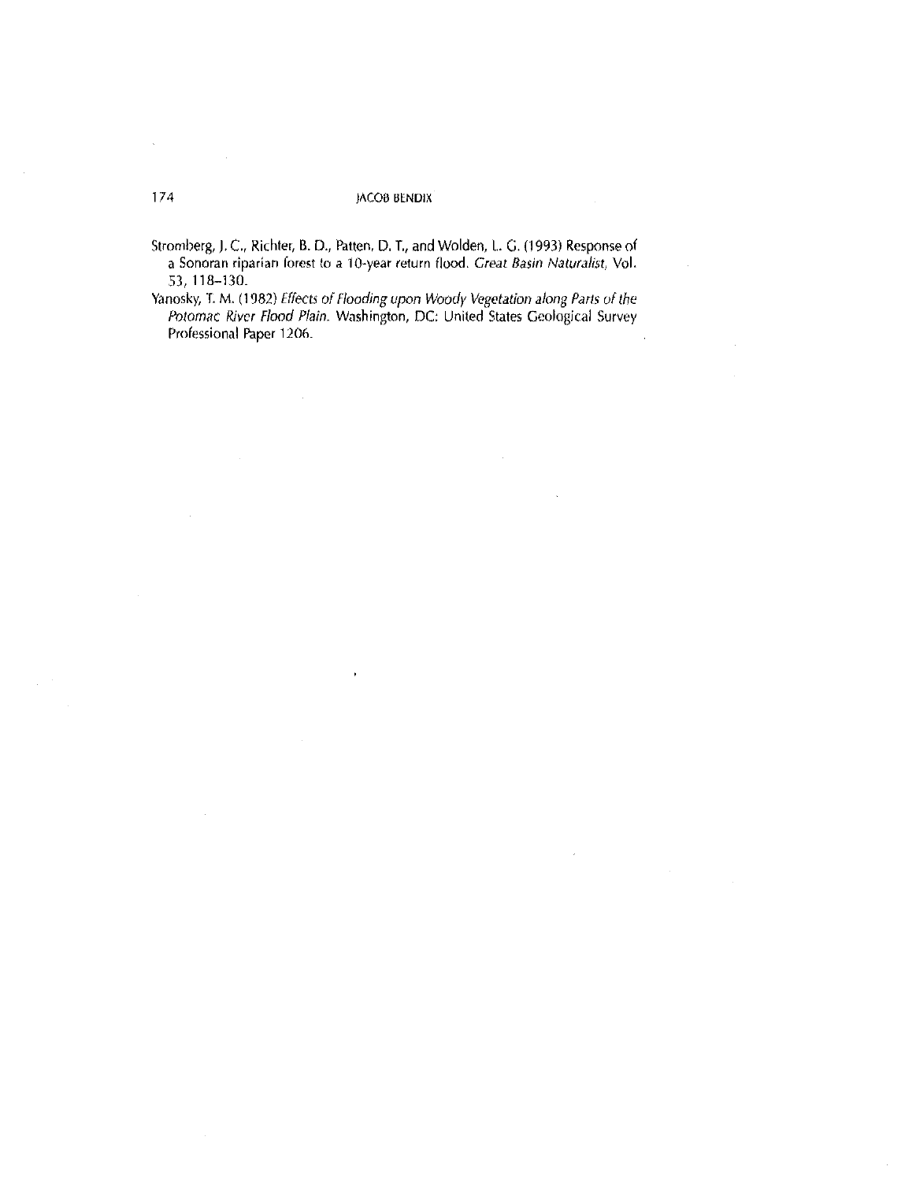Stromberg, J. C., Richter, B. D., Patten, D. T., and Wolden, L. G. (1993) Response of a Sonoran riparian forest to a 10-year return flood. *Great Basin Naturalist*, Vol. 53, 118–130.

Yanosky, T. M. (1982) *Effects of Flooding upon Woody Vegetation along Parts of the Potomac River Flood Plain*. Washington, DC: United States Geological Survey Professional Paper 1206.